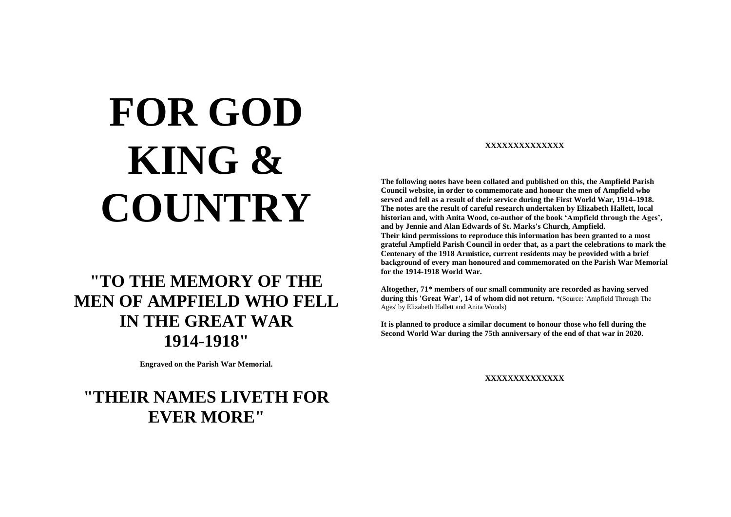# FOR GOD KING & COUNTRY

## "TO THE MEMORY OF THE MEN OF AMPFIELD WHO FELL IN THE GREAT WAR 1914-1918"

**Engraved on the Parish War Memorial.**

## "THEIR NAMES LIVETH FOR EVER MORE"

**XXXXXXXXXXXXXX**

**The following notes have been collated and published on this, the Ampfield Parish Council website, in order to commemorate and honour the men of Ampfield who served and fell as a result of their service during the First World War, 1914–1918. The notes are the result of careful research undertaken by Elizabeth Hallett, local historian and, with Anita Wood, co-author of the book 'Ampfield through the Ages', and by Jennie and Alan Edwards of St. Marks's Church, Ampfield.**
**Their kind permissions to reproduce this information has been granted to a most grateful Ampfield Parish Council in order that, as a part the celebrations to mark the Centenary of the 1918 Armistice, current residents may be provided with a brief background of every man honoured and commemorated on the Parish War Memorial for the 1914-1918 World War.**

**Altogether, 71* members of our small community are recorded as having served during this 'Great War', 14 of whom did not return.** *(Source: 'Ampfield Through The Ages' by Elizabeth Hallett and Anita Woods)

**It is planned to produce a similar document to honour those who fell during the Second World War during the 75th anniversary of the end of that war in 2020.**

**XXXXXXXXXXXXXX**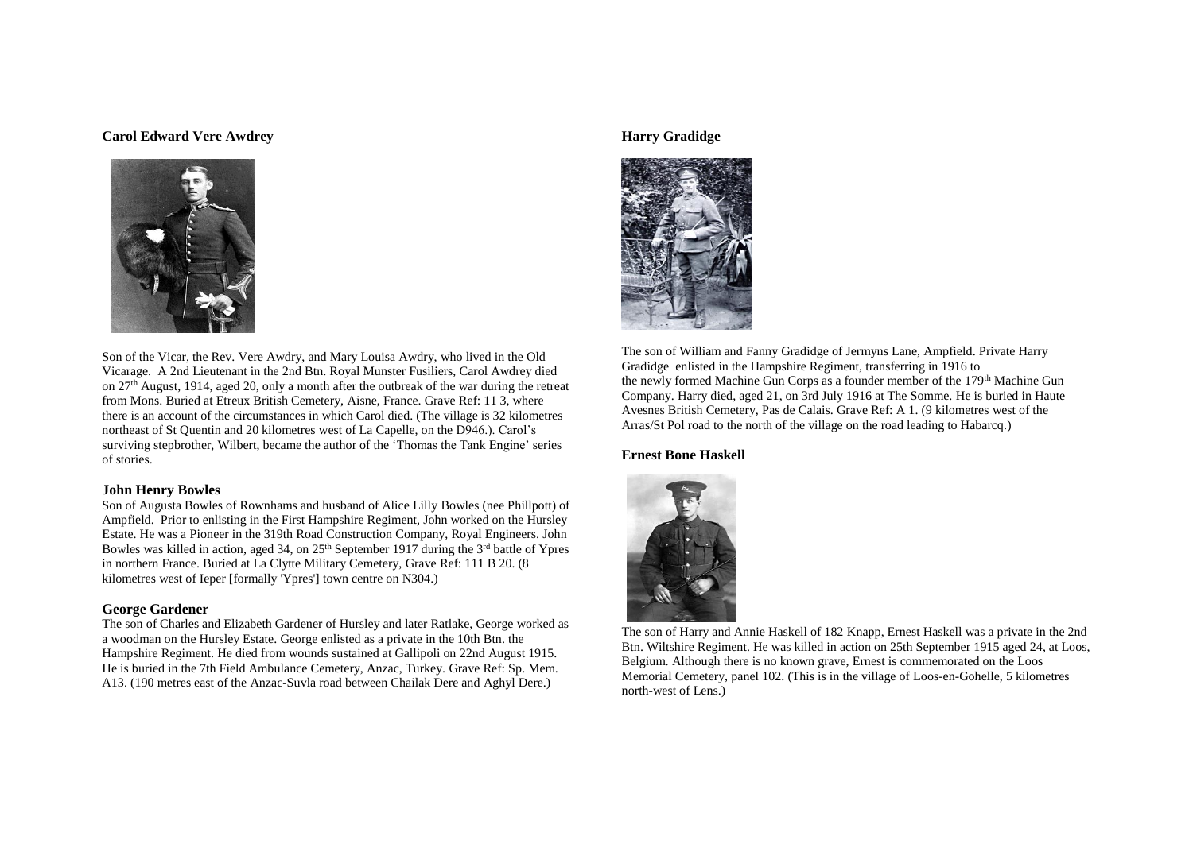### Carol Edward Vere Awdrey

Son of the Vicar, the Rev. Vere Awdry, and Mary Louisa Awdry, who lived in the Old Vicarage. A 2nd Lieutenant in the 2nd Btn. Royal Munster Fusiliers, Carol Awdrey died on 27th August, 1914, aged 20, only a month after the outbreak of the war during the retreat from Mons. Buried at Etreux British Cemetery, Aisne, France. Grave Ref: 11 3, where there is an account of the circumstances in which Carol died. (The village is 32 kilometres northeast of St Quentin and 20 kilometres west of La Capelle, on the D946.). Carol's surviving stepbrother, Wilbert, became the author of the 'Thomas the Tank Engine' series of stories.

### John Henry Bowles

Son of Augusta Bowles of Rownhams and husband of Alice Lilly Bowles (nee Phillpott) of Ampfield. Prior to enlisting in the First Hampshire Regiment, John worked on the Hursley Estate. He was a Pioneer in the 319th Road Construction Company, Royal Engineers. John Bowles was killed in action, aged 34, on 25th September 1917 during the 3rd battle of Ypres in northern France. Buried at La Clytte Military Cemetery, Grave Ref: 111 B 20. (8 kilometres west of Ieper [formally 'Ypres'] town centre on N304.)

### George Gardener

The son of Charles and Elizabeth Gardener of Hursley and later Ratlake, George worked as a woodman on the Hursley Estate. George enlisted as a private in the 10th Btn. the Hampshire Regiment. He died from wounds sustained at Gallipoli on 22nd August 1915. He is buried in the 7th Field Ambulance Cemetery, Anzac, Turkey. Grave Ref: Sp. Mem. A13. (190 metres east of the Anzac-Suvla road between Chailak Dere and Aghyl Dere.)

### Harry Gradidge

The son of William and Fanny Gradidge of Jermyns Lane, Ampfield. Private Harry Gradidge enlisted in the Hampshire Regiment, transferring in 1916 to the newly formed Machine Gun Corps as a founder member of the 179th Machine Gun Company. Harry died, aged 21, on 3rd July 1916 at The Somme. He is buried in Haute Avesnes British Cemetery, Pas de Calais. Grave Ref: A 1. (9 kilometres west of the Arras/St Pol road to the north of the village on the road leading to Habarcq.)

### Ernest Bone Haskell

The son of Harry and Annie Haskell of 182 Knapp, Ernest Haskell was a private in the 2nd Btn. Wiltshire Regiment. He was killed in action on 25th September 1915 aged 24, at Loos, Belgium. Although there is no known grave, Ernest is commemorated on the Loos Memorial Cemetery, panel 102. (This is in the village of Loos-en-Gohelle, 5 kilometres north-west of Lens.)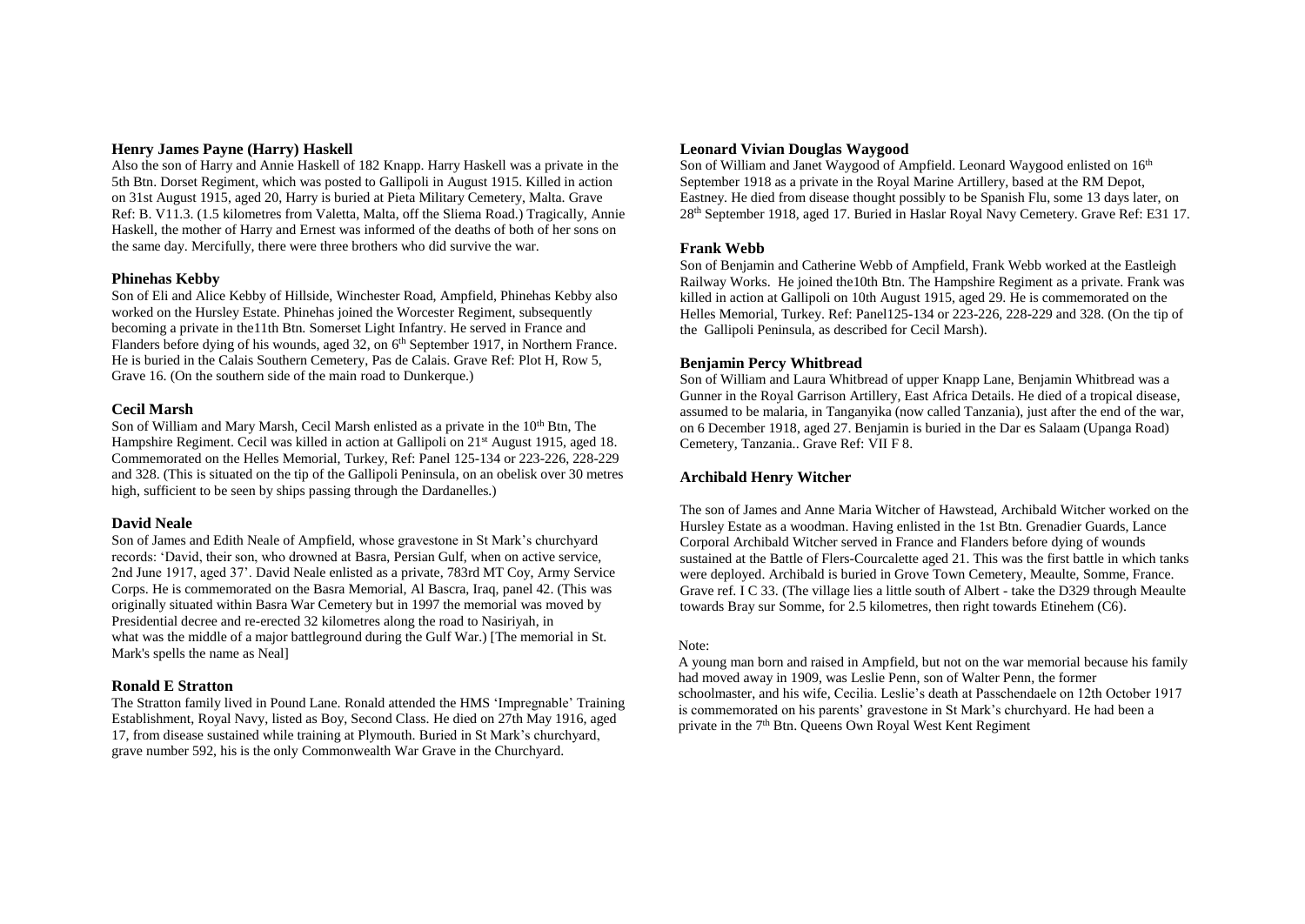### Henry James Payne (Harry) Haskell

Also the son of Harry and Annie Haskell of 182 Knapp. Harry Haskell was a private in the 5th Btn. Dorset Regiment, which was posted to Gallipoli in August 1915. Killed in action on 31st August 1915, aged 20, Harry is buried at Pieta Military Cemetery, Malta. Grave Ref: B. V11.3. (1.5 kilometres from Valetta, Malta, off the Sliema Road.) Tragically, Annie Haskell, the mother of Harry and Ernest was informed of the deaths of both of her sons on the same day. Mercifully, there were three brothers who did survive the war.

### Phinehas Kebby

Son of Eli and Alice Kebby of Hillside, Winchester Road, Ampfield, Phinehas Kebby also worked on the Hursley Estate. Phinehas joined the Worcester Regiment, subsequently becoming a private in the11th Btn. Somerset Light Infantry. He served in France and Flanders before dying of his wounds, aged 32, on 6th September 1917, in Northern France. He is buried in the Calais Southern Cemetery, Pas de Calais. Grave Ref: Plot H, Row 5, Grave 16. (On the southern side of the main road to Dunkerque.)

### Cecil Marsh

Son of William and Mary Marsh, Cecil Marsh enlisted as a private in the 10th Btn, The Hampshire Regiment. Cecil was killed in action at Gallipoli on 21st August 1915, aged 18. Commemorated on the Helles Memorial, Turkey, Ref: Panel 125-134 or 223-226, 228-229 and 328. (This is situated on the tip of the Gallipoli Peninsula, on an obelisk over 30 metres high, sufficient to be seen by ships passing through the Dardanelles.)

### David Neale

Son of James and Edith Neale of Ampfield, whose gravestone in St Mark's churchyard records: 'David, their son, who drowned at Basra, Persian Gulf, when on active service, 2nd June 1917, aged 37'. David Neale enlisted as a private, 783rd MT Coy, Army Service Corps. He is commemorated on the Basra Memorial, Al Bascra, Iraq, panel 42. (This was originally situated within Basra War Cemetery but in 1997 the memorial was moved by Presidential decree and re-erected 32 kilometres along the road to Nasiriyah, in what was the middle of a major battleground during the Gulf War.) [The memorial in St. Mark's spells the name as Neal]

### Ronald E Stratton

The Stratton family lived in Pound Lane. Ronald attended the HMS 'Impregnable' Training Establishment, Royal Navy, listed as Boy, Second Class. He died on 27th May 1916, aged 17, from disease sustained while training at Plymouth. Buried in St Mark's churchyard, grave number 592, his is the only Commonwealth War Grave in the Churchyard.

### Leonard Vivian Douglas Waygood

Son of William and Janet Waygood of Ampfield. Leonard Waygood enlisted on 16th September 1918 as a private in the Royal Marine Artillery, based at the RM Depot, Eastney. He died from disease thought possibly to be Spanish Flu, some 13 days later, on 28th September 1918, aged 17. Buried in Haslar Royal Navy Cemetery. Grave Ref: E31 17.

### Frank Webb

Son of Benjamin and Catherine Webb of Ampfield, Frank Webb worked at the Eastleigh Railway Works. He joined the10th Btn. The Hampshire Regiment as a private. Frank was killed in action at Gallipoli on 10th August 1915, aged 29. He is commemorated on the Helles Memorial, Turkey. Ref: Panel125-134 or 223-226, 228-229 and 328. (On the tip of the Gallipoli Peninsula, as described for Cecil Marsh).

### Benjamin Percy Whitbread

Son of William and Laura Whitbread of upper Knapp Lane, Benjamin Whitbread was a Gunner in the Royal Garrison Artillery, East Africa Details. He died of a tropical disease, assumed to be malaria, in Tanganyika (now called Tanzania), just after the end of the war, on 6 December 1918, aged 27. Benjamin is buried in the Dar es Salaam (Upanga Road) Cemetery, Tanzania.. Grave Ref: VII F 8.

### Archibald Henry Witcher

The son of James and Anne Maria Witcher of Hawstead, Archibald Witcher worked on the Hursley Estate as a woodman. Having enlisted in the 1st Btn. Grenadier Guards, Lance Corporal Archibald Witcher served in France and Flanders before dying of wounds sustained at the Battle of Flers-Courcalette aged 21. This was the first battle in which tanks were deployed. Archibald is buried in Grove Town Cemetery, Meaulte, Somme, France. Grave ref. I C 33. (The village lies a little south of Albert - take the D329 through Meaulte towards Bray sur Somme, for 2.5 kilometres, then right towards Etinehem (C6).

Note:

A young man born and raised in Ampfield, but not on the war memorial because his family had moved away in 1909, was Leslie Penn, son of Walter Penn, the former schoolmaster, and his wife, Cecilia. Leslie's death at Passchendaele on 12th October 1917 is commemorated on his parents' gravestone in St Mark's churchyard. He had been a private in the 7th Btn. Queens Own Royal West Kent Regiment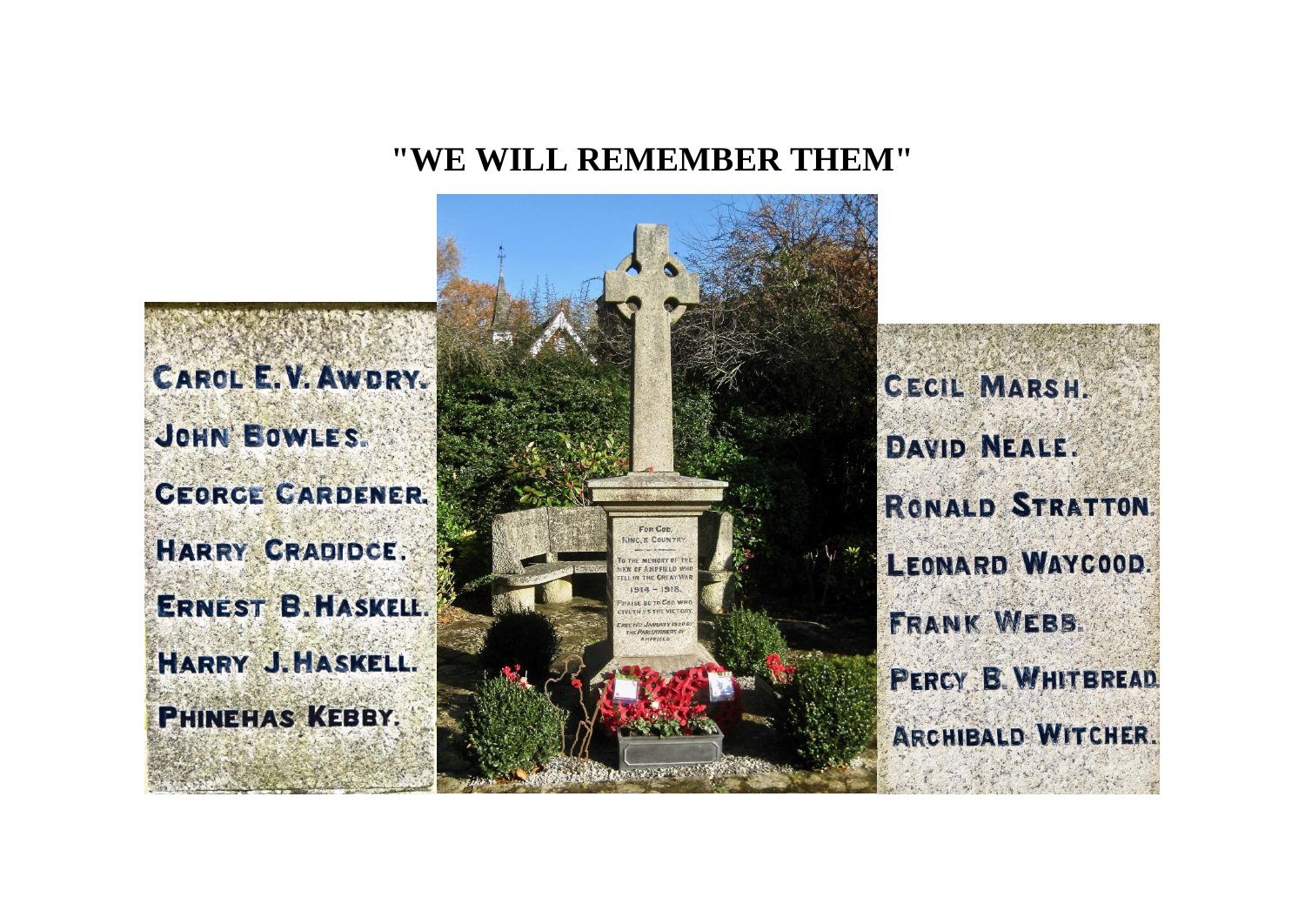# "WE WILL REMEMBER THEM"

CAROL E. V. AWDRY.

JOHN BOWLES.

GEORGE GARDENER.

HARRY CRADIDGE.

ERNEST B. HASKELL.

HARRY J. HASKELL.

PHINEHAS KEBBY.

FOR GOD, KING, & COUNTRY

TO THE MEMORY OF THE MEN OF AMPFIELD WHO FELL IN THE GREAT WAR 1914 – 1918.

PRAISE BE TO GOD WHO GIVETH US THE VICTORY.

ERECTED JANUARY 1920 BY THE PARISHIONERS OF AMPFIELD

CECIL MARSH.

DAVID NEALE.

RONALD STRATTON.

LEONARD WAYGOOD.

FRANK WEBB.

PERCY B. WHITBREAD.

ARCHIBALD WITCHER.